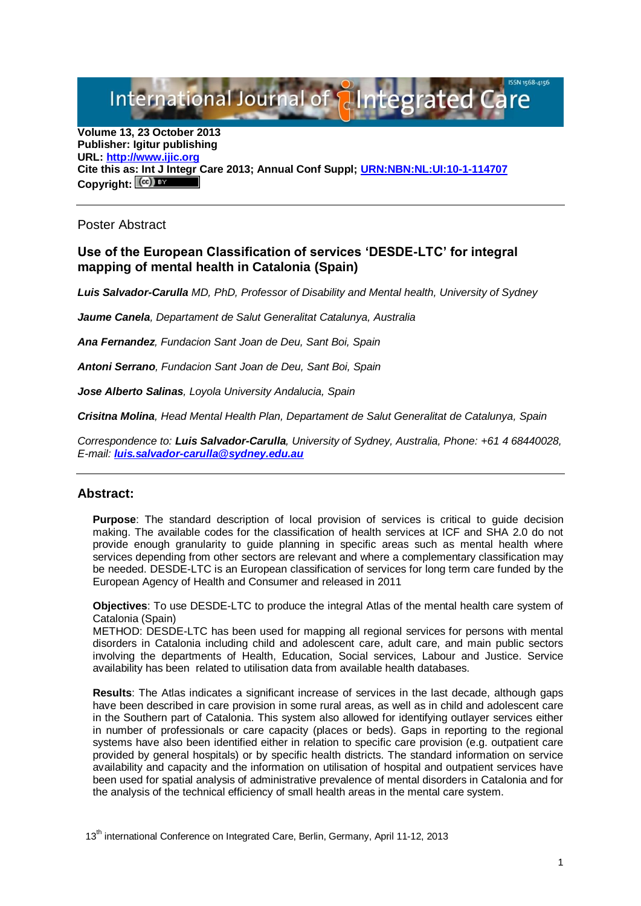International Journal of Integrated Care

**Volume 13, 23 October 2013**
**Publisher: Igitur publishing**
**URL: [http://www.ijic.org](http://www.ijic.org)**
**Cite this as: Int J Integr Care 2013; Annual Conf Suppl; [URN:NBN:NL:UI:10-1-114707](URN:NBN:NL:UI:10-1-114707)**
**Copyright:** (cc) BY

---

Poster Abstract

## Use of the European Classification of services 'DESDE-LTC' for integral mapping of mental health in Catalonia (Spain)

***Luis Salvador-Carulla*** *MD, PhD, Professor of Disability and Mental health, University of Sydney*

***Jaume Canela****, Departament de Salut Generalitat Catalunya, Australia*

***Ana Fernandez****, Fundacion Sant Joan de Deu, Sant Boi, Spain*

***Antoni Serrano****, Fundacion Sant Joan de Deu, Sant Boi, Spain*

***Jose Alberto Salinas****, Loyola University Andalucia, Spain*

***Crisitna Molina****, Head Mental Health Plan, Departament de Salut Generalitat de Catalunya, Spain*

*Correspondence to:* ***Luis Salvador-Carulla****, University of Sydney, Australia, Phone: +61 4 68440028, E-mail:* ***[luis.salvador-carulla@sydney.edu.au](mailto:luis.salvador-carulla@sydney.edu.au)***

---

## Abstract:

**Purpose**: The standard description of local provision of services is critical to guide decision making. The available codes for the classification of health services at ICF and SHA 2.0 do not provide enough granularity to guide planning in specific areas such as mental health where services depending from other sectors are relevant and where a complementary classification may be needed. DESDE-LTC is an European classification of services for long term care funded by the European Agency of Health and Consumer and released in 2011

**Objectives**: To use DESDE-LTC to produce the integral Atlas of the mental health care system of Catalonia (Spain)
METHOD: DESDE-LTC has been used for mapping all regional services for persons with mental disorders in Catalonia including child and adolescent care, adult care, and main public sectors involving the departments of Health, Education, Social services, Labour and Justice. Service availability has been related to utilisation data from available health databases.

**Results**: The Atlas indicates a significant increase of services in the last decade, although gaps have been described in care provision in some rural areas, as well as in child and adolescent care in the Southern part of Catalonia. This system also allowed for identifying outlayer services either in number of professionals or care capacity (places or beds). Gaps in reporting to the regional systems have also been identified either in relation to specific care provision (e.g. outpatient care provided by general hospitals) or by specific health districts. The standard information on service availability and capacity and the information on utilisation of hospital and outpatient services have been used for spatial analysis of administrative prevalence of mental disorders in Catalonia and for the analysis of the technical efficiency of small health areas in the mental care system.

13th international Conference on Integrated Care, Berlin, Germany, April 11-12, 2013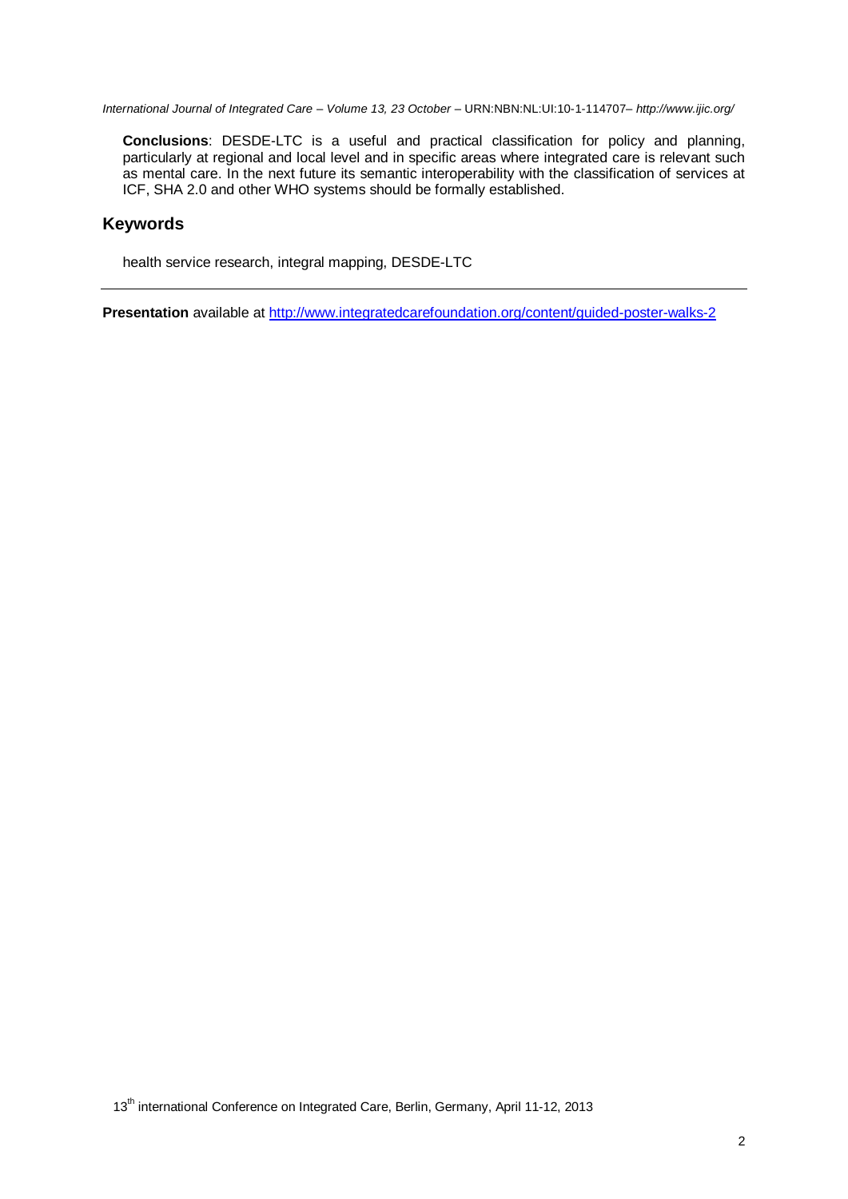**Conclusions**: DESDE-LTC is a useful and practical classification for policy and planning, particularly at regional and local level and in specific areas where integrated care is relevant such as mental care. In the next future its semantic interoperability with the classification of services at ICF, SHA 2.0 and other WHO systems should be formally established.

## Keywords

health service research, integral mapping, DESDE-LTC

---

**Presentation** available at http://www.integratedcarefoundation.org/content/guided-poster-walks-2